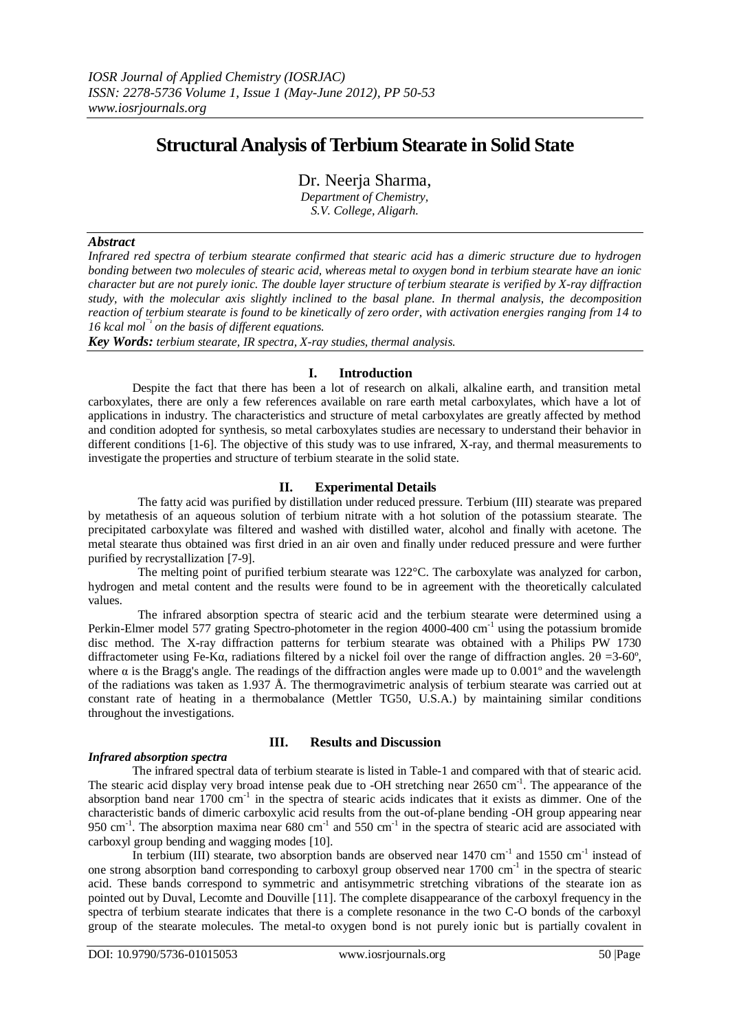# Structural Analysis of Terbium Stearate in Solid State

Dr. Neerja Sharma,

*Department of Chemistry,*
*S.V. College, Aligarh.*

---

### *Abstract*

*Infrared red spectra of terbium stearate confirmed that stearic acid has a dimeric structure due to hydrogen bonding between two molecules of stearic acid, whereas metal to oxygen bond in terbium stearate have an ionic character but are not purely ionic. The double layer structure of terbium stearate is verified by X-ray diffraction study, with the molecular axis slightly inclined to the basal plane. In thermal analysis, the decomposition reaction of terbium stearate is found to be kinetically of zero order, with activation energies ranging from 14 to 16 kcal mol$^{-1}$ on the basis of different equations.*

***Key Words:*** *terbium stearate, IR spectra, X-ray studies, thermal analysis.*

---

## I. Introduction

Despite the fact that there has been a lot of research on alkali, alkaline earth, and transition metal carboxylates, there are only a few references available on rare earth metal carboxylates, which have a lot of applications in industry. The characteristics and structure of metal carboxylates are greatly affected by method and condition adopted for synthesis, so metal carboxylates studies are necessary to understand their behavior in different conditions [1-6]. The objective of this study was to use infrared, X-ray, and thermal measurements to investigate the properties and structure of terbium stearate in the solid state.

## II. Experimental Details

The fatty acid was purified by distillation under reduced pressure. Terbium (III) stearate was prepared by metathesis of an aqueous solution of terbium nitrate with a hot solution of the potassium stearate. The precipitated carboxylate was filtered and washed with distilled water, alcohol and finally with acetone. The metal stearate thus obtained was first dried in an air oven and finally under reduced pressure and were further purified by recrystallization [7-9].

The melting point of purified terbium stearate was 122°C. The carboxylate was analyzed for carbon, hydrogen and metal content and the results were found to be in agreement with the theoretically calculated values.

The infrared absorption spectra of stearic acid and the terbium stearate were determined using a Perkin-Elmer model 577 grating Spectro-photometer in the region 4000-400 cm$^{-1}$ using the potassium bromide disc method. The X-ray diffraction patterns for terbium stearate was obtained with a Philips PW 1730 diffractometer using Fe-Kα, radiations filtered by a nickel foil over the range of diffraction angles. 2θ =3-60º, where α is the Bragg's angle. The readings of the diffraction angles were made up to 0.001º and the wavelength of the radiations was taken as 1.937 Å. The thermogravimetric analysis of terbium stearate was carried out at constant rate of heating in a thermobalance (Mettler TG50, U.S.A.) by maintaining similar conditions throughout the investigations.

## III. Results and Discussion

### *Infrared absorption spectra*

The infrared spectral data of terbium stearate is listed in Table-1 and compared with that of stearic acid. The stearic acid display very broad intense peak due to -OH stretching near 2650 cm$^{-1}$. The appearance of the absorption band near 1700 cm$^{-1}$ in the spectra of stearic acids indicates that it exists as dimmer. One of the characteristic bands of dimeric carboxylic acid results from the out-of-plane bending -OH group appearing near 950 cm$^{-1}$. The absorption maxima near 680 cm$^{-1}$ and 550 cm$^{-1}$ in the spectra of stearic acid are associated with carboxyl group bending and wagging modes [10].

In terbium (III) stearate, two absorption bands are observed near 1470 cm$^{-1}$ and 1550 cm$^{-1}$ instead of one strong absorption band corresponding to carboxyl group observed near 1700 cm$^{-1}$ in the spectra of stearic acid. These bands correspond to symmetric and antisymmetric stretching vibrations of the stearate ion as pointed out by Duval, Lecomte and Douville [11]. The complete disappearance of the carboxyl frequency in the spectra of terbium stearate indicates that there is a complete resonance in the two C-O bonds of the carboxyl group of the stearate molecules. The metal-to oxygen bond is not purely ionic but is partially covalent in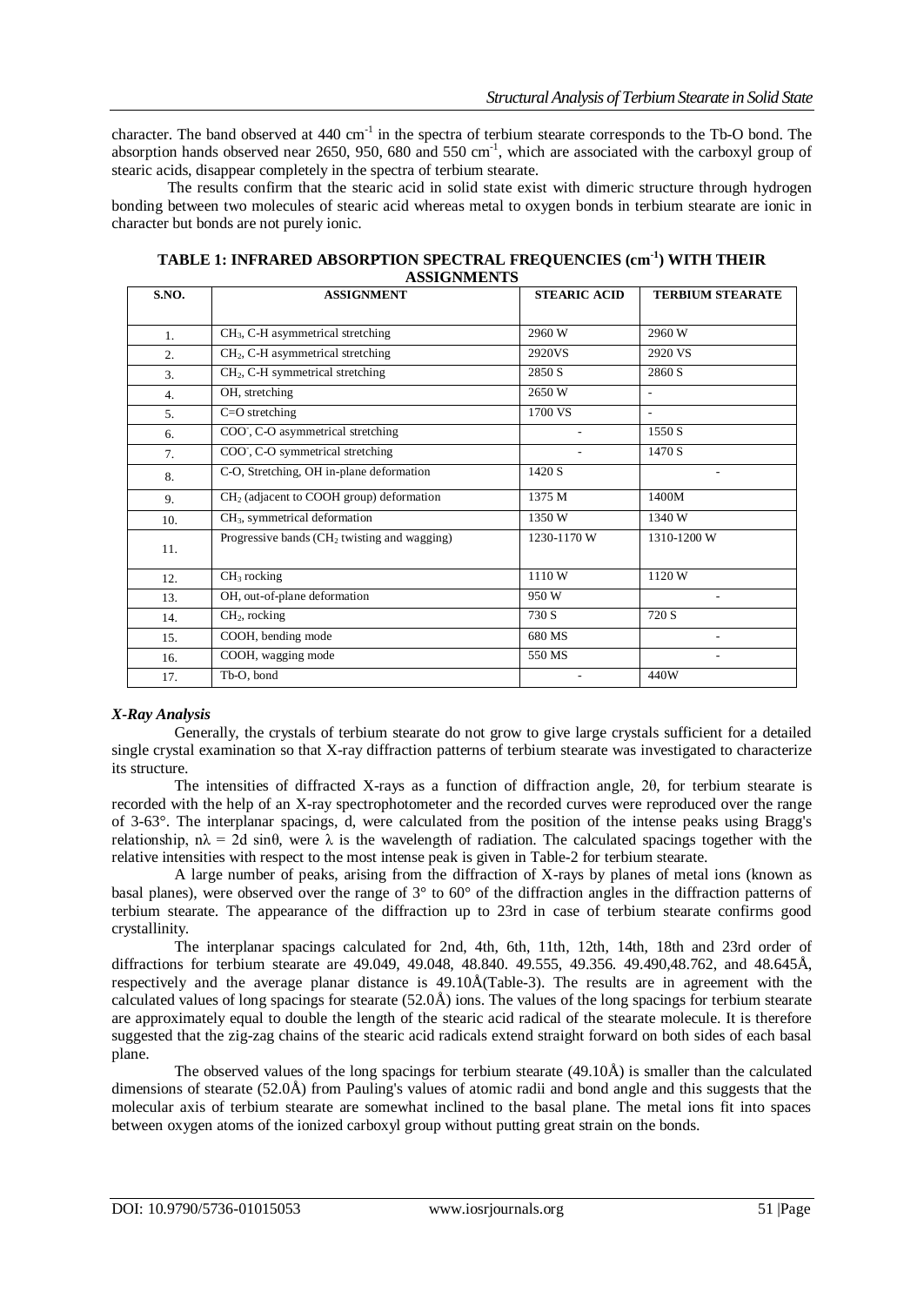character. The band observed at 440 $cm^{-1}$ in the spectra of terbium stearate corresponds to the Tb-O bond. The absorption hands observed near 2650, 950, 680 and 550 $cm^{-1}$, which are associated with the carboxyl group of stearic acids, disappear completely in the spectra of terbium stearate.

The results confirm that the stearic acid in solid state exist with dimeric structure through hydrogen bonding between two molecules of stearic acid whereas metal to oxygen bonds in terbium stearate are ionic in character but bonds are not purely ionic.

**TABLE 1: INFRARED ABSORPTION SPECTRAL FREQUENCIES ($cm^{-1}$) WITH THEIR ASSIGNMENTS**

| S.NO. | ASSIGNMENT | STEARIC ACID | TERBIUM STEARATE |
|---|---|---|---|
| 1. | $CH_3$, C-H asymmetrical stretching | 2960 W | 2960 W |
| 2. | $CH_2$, C-H asymmetrical stretching | 2920VS | 2920 VS |
| 3. | $CH_2$, C-H symmetrical stretching | 2850 S | 2860 S |
| 4. | OH, stretching | 2650 W | - |
| 5. | C=O stretching | 1700 VS | - |
| 6. | $COO^-$, C-O asymmetrical stretching | - | 1550 S |
| 7. | $COO^-$, C-O symmetrical stretching | - | 1470 S |
| 8. | C-O, Stretching, OH in-plane deformation | 1420 S | - |
| 9. | $CH_2$ (adjacent to COOH group) deformation | 1375 M | 1400M |
| 10. | $CH_3$, symmetrical deformation | 1350 W | 1340 W |
| 11. | Progressive bands ($CH_2$ twisting and wagging) | 1230-1170 W | 1310-1200 W |
| 12. | $CH_3$ rocking | 1110 W | 1120 W |
| 13. | OH, out-of-plane deformation | 950 W | - |
| 14. | $CH_2$, rocking | 730 S | 720 S |
| 15. | COOH, bending mode | 680 MS | - |
| 16. | COOH, wagging mode | 550 MS | - |
| 17. | Tb-O, bond | - | 440W |

### *X-Ray Analysis*

Generally, the crystals of terbium stearate do not grow to give large crystals sufficient for a detailed single crystal examination so that X-ray diffraction patterns of terbium stearate was investigated to characterize its structure.

The intensities of diffracted X-rays as a function of diffraction angle, 2θ, for terbium stearate is recorded with the help of an X-ray spectrophotometer and the recorded curves were reproduced over the range of 3-63°. The interplanar spacings, d, were calculated from the position of the intense peaks using Bragg's relationship, $n\lambda = 2d \sin\theta$, were λ is the wavelength of radiation. The calculated spacings together with the relative intensities with respect to the most intense peak is given in Table-2 for terbium stearate.

A large number of peaks, arising from the diffraction of X-rays by planes of metal ions (known as basal planes), were observed over the range of 3° to 60° of the diffraction angles in the diffraction patterns of terbium stearate. The appearance of the diffraction up to 23rd in case of terbium stearate confirms good crystallinity.

The interplanar spacings calculated for 2nd, 4th, 6th, 11th, 12th, 14th, 18th and 23rd order of diffractions for terbium stearate are 49.049, 49.048, 48.840. 49.555, 49.356. 49.490,48.762, and 48.645Å, respectively and the average planar distance is 49.10Å(Table-3). The results are in agreement with the calculated values of long spacings for stearate (52.0Å) ions. The values of the long spacings for terbium stearate are approximately equal to double the length of the stearic acid radical of the stearate molecule. It is therefore suggested that the zig-zag chains of the stearic acid radicals extend straight forward on both sides of each basal plane.

The observed values of the long spacings for terbium stearate (49.10Å) is smaller than the calculated dimensions of stearate (52.0Å) from Pauling's values of atomic radii and bond angle and this suggests that the molecular axis of terbium stearate are somewhat inclined to the basal plane. The metal ions fit into spaces between oxygen atoms of the ionized carboxyl group without putting great strain on the bonds.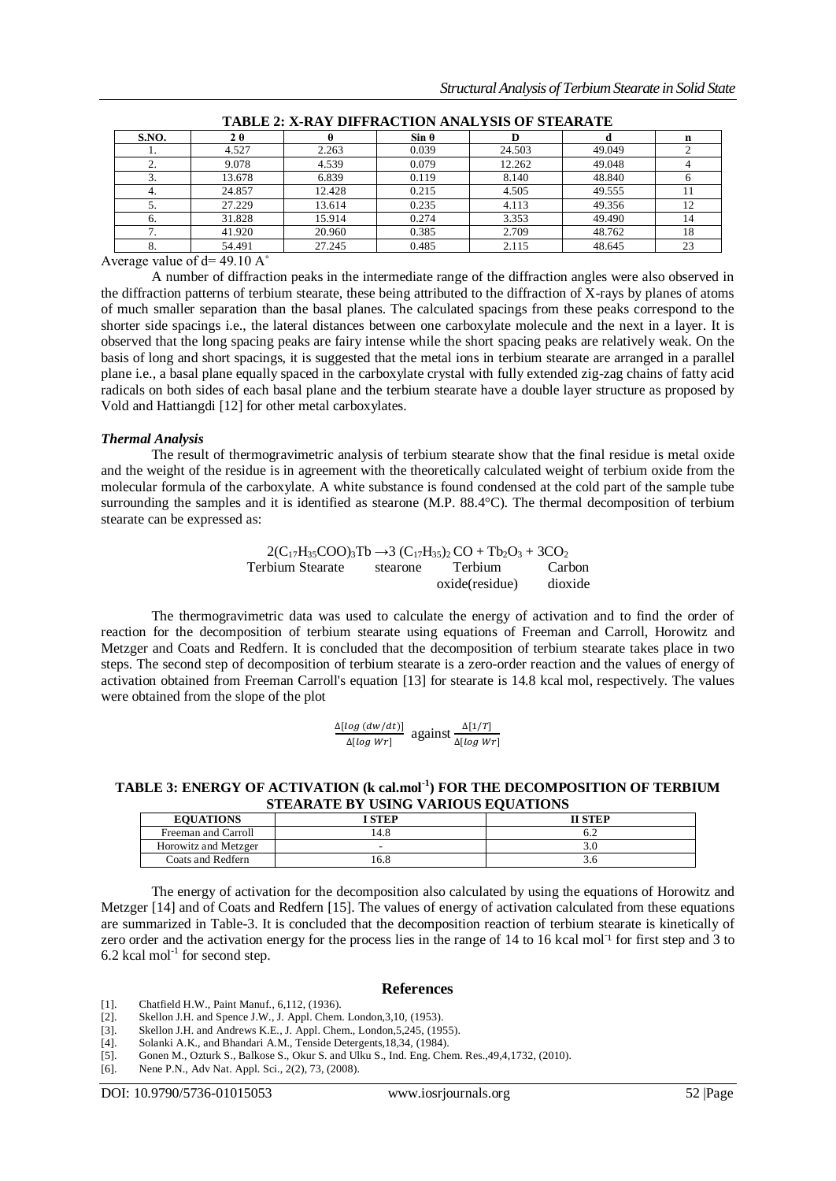**TABLE 2: X-RAY DIFFRACTION ANALYSIS OF STEARATE**

| S.NO. | 2 θ | θ | Sin θ | D | d | n |
|---|---|---|---|---|---|---|
| 1. | 4.527 | 2.263 | 0.039 | 24.503 | 49.049 | 2 |
| 2. | 9.078 | 4.539 | 0.079 | 12.262 | 49.048 | 4 |
| 3. | 13.678 | 6.839 | 0.119 | 8.140 | 48.840 | 6 |
| 4. | 24.857 | 12.428 | 0.215 | 4.505 | 49.555 | 11 |
| 5. | 27.229 | 13.614 | 0.235 | 4.113 | 49.356 | 12 |
| 6. | 31.828 | 15.914 | 0.274 | 3.353 | 49.490 | 14 |
| 7. | 41.920 | 20.960 | 0.385 | 2.709 | 48.762 | 18 |
| 8. | 54.491 | 27.245 | 0.485 | 2.115 | 48.645 | 23 |

Average value of d= 49.10 A°

A number of diffraction peaks in the intermediate range of the diffraction angles were also observed in the diffraction patterns of terbium stearate, these being attributed to the diffraction of X-rays by planes of atoms of much smaller separation than the basal planes. The calculated spacings from these peaks correspond to the shorter side spacings i.e., the lateral distances between one carboxylate molecule and the next in a layer. It is observed that the long spacing peaks are fairy intense while the short spacing peaks are relatively weak. On the basis of long and short spacings, it is suggested that the metal ions in terbium stearate are arranged in a parallel plane i.e., a basal plane equally spaced in the carboxylate crystal with fully extended zig-zag chains of fatty acid radicals on both sides of each basal plane and the terbium stearate have a double layer structure as proposed by Vold and Hattiangdi [12] for other metal carboxylates.

### *Thermal Analysis*

The result of thermogravimetric analysis of terbium stearate show that the final residue is metal oxide and the weight of the residue is in agreement with the theoretically calculated weight of terbium oxide from the molecular formula of the carboxylate. A white substance is found condensed at the cold part of the sample tube surrounding the samples and it is identified as stearone (M.P. 88.4°C). The thermal decomposition of terbium stearate can be expressed as:

$$2(C_{17}H_{35}COO)_3Tb \rightarrow 3\,(C_{17}H_{35})_2\,CO + Tb_2O_3 + 3CO_2$$

Terbium Stearate — stearone — Terbium oxide(residue) — Carbon dioxide

The thermogravimetric data was used to calculate the energy of activation and to find the order of reaction for the decomposition of terbium stearate using equations of Freeman and Carroll, Horowitz and Metzger and Coats and Redfern. It is concluded that the decomposition of terbium stearate takes place in two steps. The second step of decomposition of terbium stearate is a zero-order reaction and the values of energy of activation obtained from Freeman Carroll's equation [13] for stearate is 14.8 kcal mol, respectively. The values were obtained from the slope of the plot

$$\frac{\Delta[\log{(dw/dt)}]}{\Delta[\log{Wr}]} \text{ against } \frac{\Delta[1/T]}{\Delta[\log{Wr}]}$$

**TABLE 3: ENERGY OF ACTIVATION (k cal.mol$^{-1}$) FOR THE DECOMPOSITION OF TERBIUM STEARATE BY USING VARIOUS EQUATIONS**

| EQUATIONS | I STEP | II STEP |
|---|---|---|
| Freeman and Carroll | 14.8 | 6.2 |
| Horowitz and Metzger | - | 3.0 |
| Coats and Redfern | 16.8 | 3.6 |

The energy of activation for the decomposition also calculated by using the equations of Horowitz and Metzger [14] and of Coats and Redfern [15]. The values of energy of activation calculated from these equations are summarized in Table-3. It is concluded that the decomposition reaction of terbium stearate is kinetically of zero order and the activation energy for the process lies in the range of 14 to 16 kcal mol$^{-1}$ for first step and 3 to 6.2 kcal mol$^{-1}$ for second step.

## References

[1]. Chatfield H.W., Paint Manuf., 6,112, (1936).
[2]. Skellon J.H. and Spence J.W., J. Appl. Chem. London,3,10, (1953).
[3]. Skellon J.H. and Andrews K.E., J. Appl. Chem., London,5,245, (1955).
[4]. Solanki A.K., and Bhandari A.M., Tenside Detergents,18,34, (1984).
[5]. Gonen M., Ozturk S., Balkose S., Okur S. and Ulku S., Ind. Eng. Chem. Res.,49,4,1732, (2010).
[6]. Nene P.N., Adv Nat. Appl. Sci., 2(2), 73, (2008).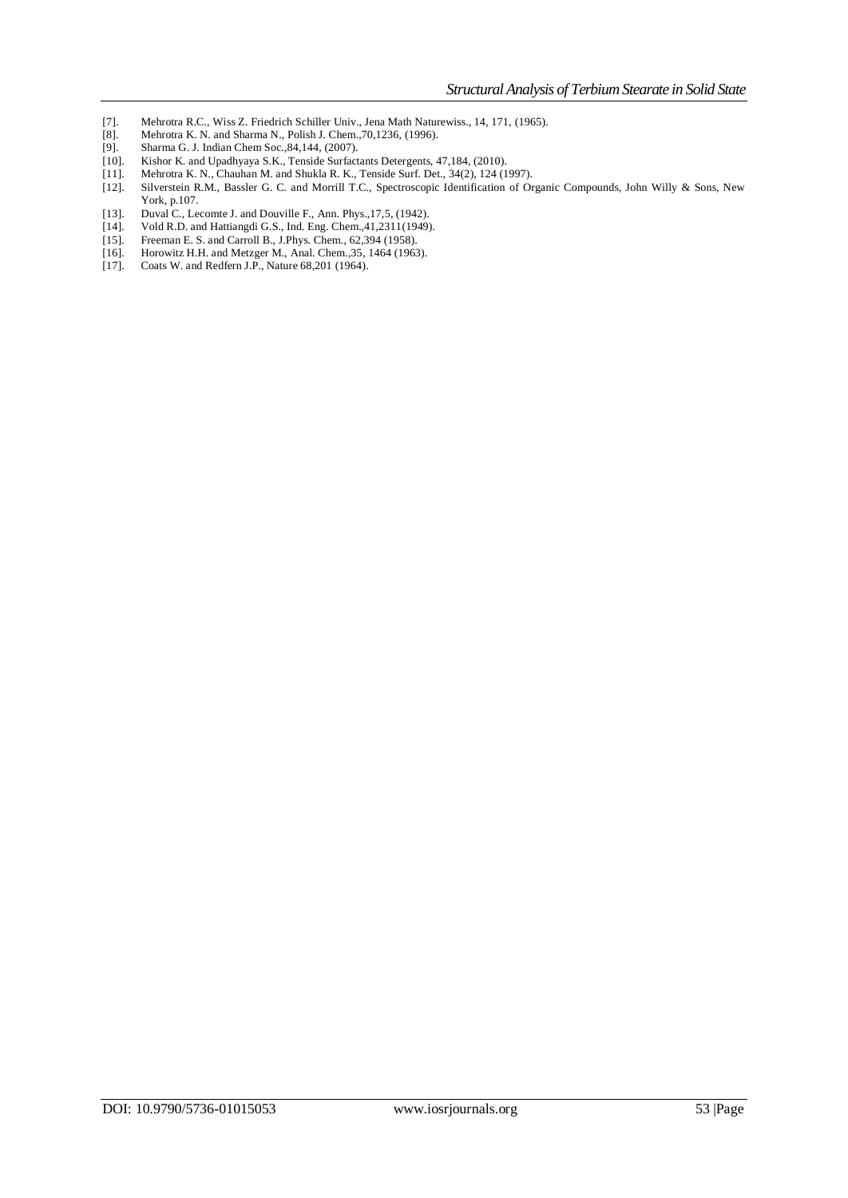[7]. Mehrotra R.C., Wiss Z. Friedrich Schiller Univ., Jena Math Naturewiss., 14, 171, (1965).
[8]. Mehrotra K. N. and Sharma N., Polish J. Chem.,70,1236, (1996).
[9]. Sharma G. J. Indian Chem Soc.,84,144, (2007).
[10]. Kishor K. and Upadhyaya S.K., Tenside Surfactants Detergents, 47,184, (2010).
[11]. Mehrotra K. N., Chauhan M. and Shukla R. K., Tenside Surf. Det., 34(2), 124 (1997).
[12]. Silverstein R.M., Bassler G. C. and Morrill T.C., Spectroscopic Identification of Organic Compounds, John Willy & Sons, New York, p.107.
[13]. Duval C., Lecomte J. and Douville F., Ann. Phys.,17,5, (1942).
[14]. Vold R.D. and Hattiangdi G.S., Ind. Eng. Chem.,41,2311(1949).
[15]. Freeman E. S. and Carroll B., J.Phys. Chem., 62,394 (1958).
[16]. Horowitz H.H. and Metzger M., Anal. Chem.,35, 1464 (1963).
[17]. Coats W. and Redfern J.P., Nature 68,201 (1964).